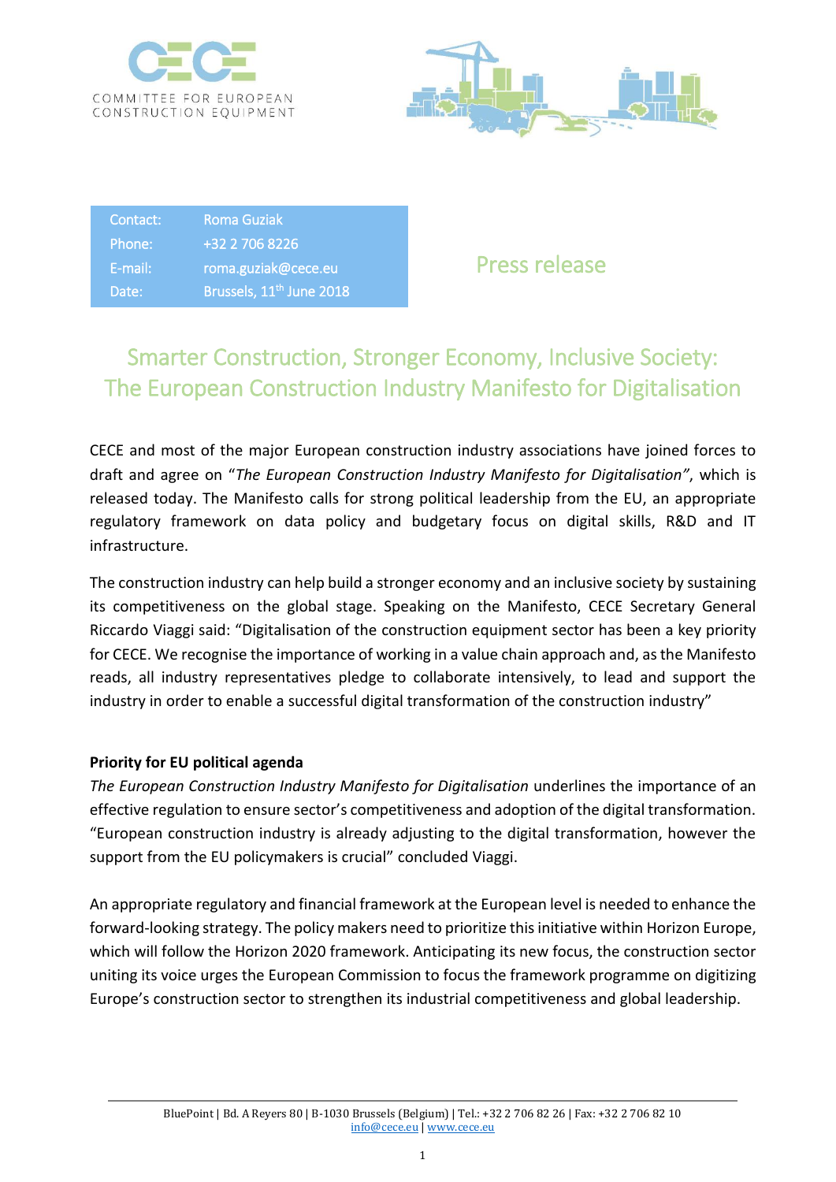COMMITTEE FOR EUROPEAN CONSTRUCTION EQUIPMENT

| Contact: | Roma Guziak |
|---|---|
| Phone: | +32 2 706 8226 |
| E-mail: | roma.guziak@cece.eu |
| Date: | Brussels, 11th June 2018 |

Press release

# Smarter Construction, Stronger Economy, Inclusive Society: The European Construction Industry Manifesto for Digitalisation

CECE and most of the major European construction industry associations have joined forces to draft and agree on "*The European Construction Industry Manifesto for Digitalisation*", which is released today. The Manifesto calls for strong political leadership from the EU, an appropriate regulatory framework on data policy and budgetary focus on digital skills, R&D and IT infrastructure.

The construction industry can help build a stronger economy and an inclusive society by sustaining its competitiveness on the global stage. Speaking on the Manifesto, CECE Secretary General Riccardo Viaggi said: "Digitalisation of the construction equipment sector has been a key priority for CECE. We recognise the importance of working in a value chain approach and, as the Manifesto reads, all industry representatives pledge to collaborate intensively, to lead and support the industry in order to enable a successful digital transformation of the construction industry"

**Priority for EU political agenda**

*The European Construction Industry Manifesto for Digitalisation* underlines the importance of an effective regulation to ensure sector's competitiveness and adoption of the digital transformation. "European construction industry is already adjusting to the digital transformation, however the support from the EU policymakers is crucial" concluded Viaggi.

An appropriate regulatory and financial framework at the European level is needed to enhance the forward-looking strategy. The policy makers need to prioritize this initiative within Horizon Europe, which will follow the Horizon 2020 framework. Anticipating its new focus, the construction sector uniting its voice urges the European Commission to focus the framework programme on digitizing Europe's construction sector to strengthen its industrial competitiveness and global leadership.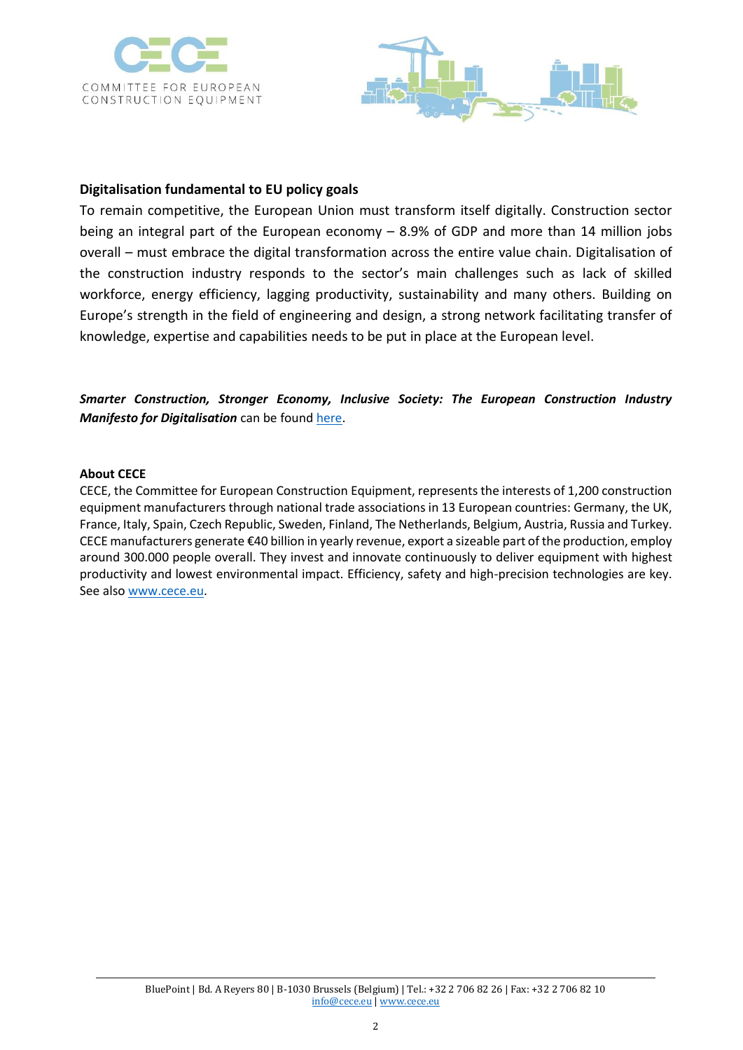**Digitalisation fundamental to EU policy goals**

To remain competitive, the European Union must transform itself digitally. Construction sector being an integral part of the European economy – 8.9% of GDP and more than 14 million jobs overall – must embrace the digital transformation across the entire value chain. Digitalisation of the construction industry responds to the sector's main challenges such as lack of skilled workforce, energy efficiency, lagging productivity, sustainability and many others. Building on Europe's strength in the field of engineering and design, a strong network facilitating transfer of knowledge, expertise and capabilities needs to be put in place at the European level.

***Smarter Construction, Stronger Economy, Inclusive Society: The European Construction Industry Manifesto for Digitalisation*** can be found here.

**About CECE**

CECE, the Committee for European Construction Equipment, represents the interests of 1,200 construction equipment manufacturers through national trade associations in 13 European countries: Germany, the UK, France, Italy, Spain, Czech Republic, Sweden, Finland, The Netherlands, Belgium, Austria, Russia and Turkey. CECE manufacturers generate €40 billion in yearly revenue, export a sizeable part of the production, employ around 300.000 people overall. They invest and innovate continuously to deliver equipment with highest productivity and lowest environmental impact. Efficiency, safety and high-precision technologies are key. See also www.cece.eu.

BluePoint | Bd. A Reyers 80 | B-1030 Brussels (Belgium) | Tel.: +32 2 706 82 26 | Fax: +32 2 706 82 10
info@cece.eu | www.cece.eu